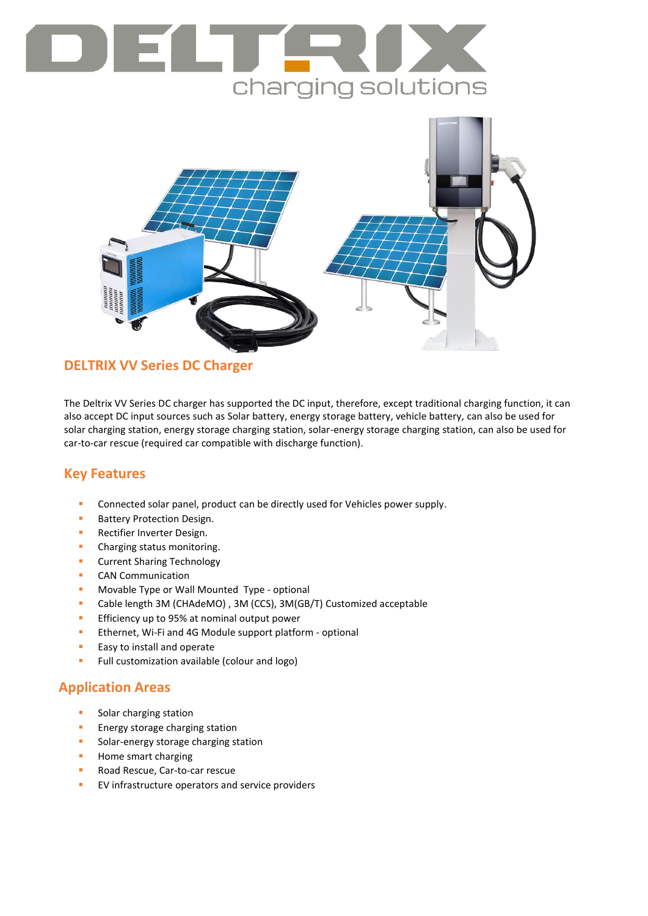# DELTRIX

charging solutions

## DELTRIX VV Series DC Charger

The Deltrix VV Series DC charger has supported the DC input, therefore, except traditional charging function, it can also accept DC input sources such as Solar battery, energy storage battery, vehicle battery, can also be used for solar charging station, energy storage charging station, solar-energy storage charging station, can also be used for car-to-car rescue (required car compatible with discharge function).

## Key Features

- Connected solar panel, product can be directly used for Vehicles power supply.
- Battery Protection Design.
- Rectifier Inverter Design.
- Charging status monitoring.
- Current Sharing Technology
- CAN Communication
- Movable Type or Wall Mounted Type - optional
- Cable length 3M (CHAdeMO) , 3M (CCS), 3M(GB/T) Customized acceptable
- Efficiency up to 95% at nominal output power
- Ethernet, Wi-Fi and 4G Module support platform - optional
- Easy to install and operate
- Full customization available (colour and logo)

## Application Areas

- Solar charging station
- Energy storage charging station
- Solar-energy storage charging station
- Home smart charging
- Road Rescue, Car-to-car rescue
- EV infrastructure operators and service providers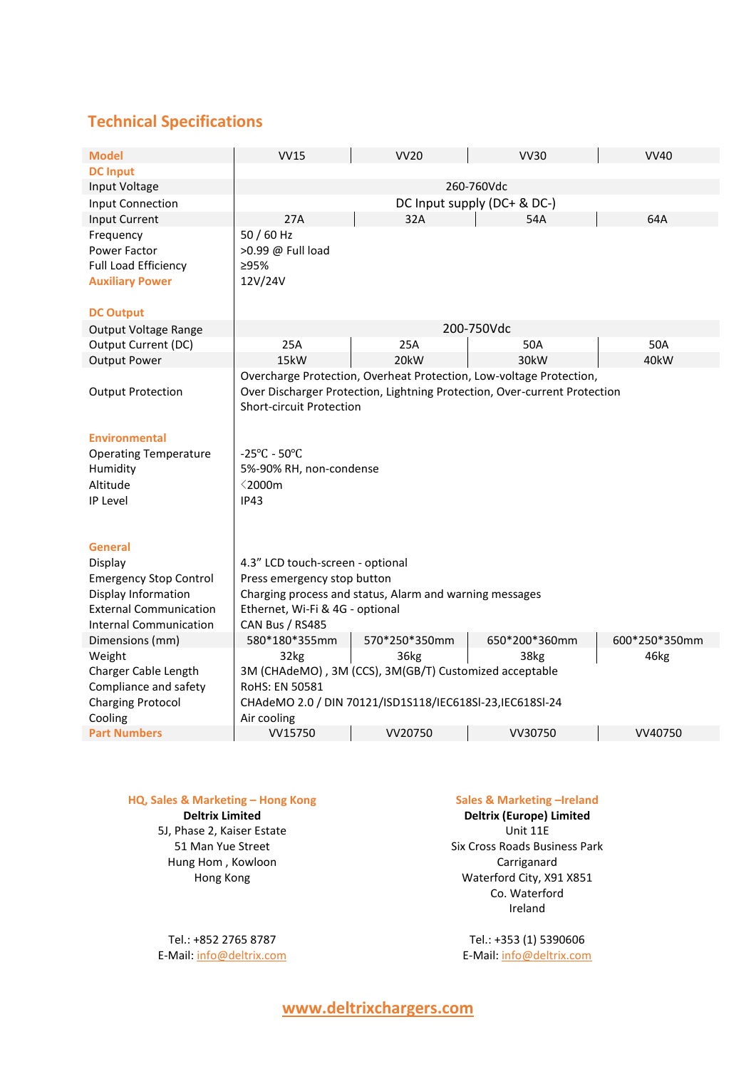## Technical Specifications

| Model | VV15 | VV20 | VV30 | VV40 |
|---|---|---|---|---|
| **DC Input** | | | | |
| Input Voltage | 260-760Vdc | | | |
| Input Connection | DC Input supply (DC+ & DC-) | | | |
| Input Current | 27A | 32A | 54A | 64A |
| Frequency | 50 / 60 Hz | | | |
| Power Factor | >0.99 @ Full load | | | |
| Full Load Efficiency | ≥95% | | | |
| **Auxiliary Power** | 12V/24V | | | |
| **DC Output** | | | | |
| Output Voltage Range | 200-750Vdc | | | |
| Output Current (DC) | 25A | 25A | 50A | 50A |
| Output Power | 15kW | 20kW | 30kW | 40kW |
| Output Protection | Overcharge Protection, Overheat Protection, Low-voltage Protection, Over Discharger Protection, Lightning Protection, Over-current Protection Short-circuit Protection | | | |
| **Environmental** | | | | |
| Operating Temperature | -25℃ - 50℃ | | | |
| Humidity | 5%-90% RH, non-condense | | | |
| Altitude | ＜2000m | | | |
| IP Level | IP43 | | | |
| **General** | | | | |
| Display | 4.3” LCD touch-screen - optional | | | |
| Emergency Stop Control | Press emergency stop button | | | |
| Display Information | Charging process and status, Alarm and warning messages | | | |
| External Communication | Ethernet, Wi-Fi & 4G - optional | | | |
| Internal Communication | CAN Bus / RS485 | | | |
| Dimensions (mm) | 580*180*355mm | 570*250*350mm | 650*200*360mm | 600*250*350mm |
| Weight | 32kg | 36kg | 38kg | 46kg |
| Charger Cable Length | 3M (CHAdeMO) , 3M (CCS), 3M(GB/T) Customized acceptable | | | |
| Compliance and safety | RoHS: EN 50581 | | | |
| Charging Protocol | CHAdeMO 2.0 / DIN 70121/ISD1S118/IEC618Sl-23,IEC618Sl-24 | | | |
| Cooling | Air cooling | | | |
| **Part Numbers** | VV15750 | VV20750 | VV30750 | VV40750 |

**HQ, Sales & Marketing – Hong Kong**
**Deltrix Limited**
5J, Phase 2, Kaiser Estate
51 Man Yue Street
Hung Hom , Kowloon
Hong Kong

Tel.: +852 2765 8787
E-Mail: info@deltrix.com

**Sales & Marketing –Ireland**
**Deltrix (Europe) Limited**
Unit 11E
Six Cross Roads Business Park
Carriganard
Waterford City, X91 X851
Co. Waterford
Ireland

Tel.: +353 (1) 5390606
E-Mail: info@deltrix.com

**www.deltrixchargers.com**